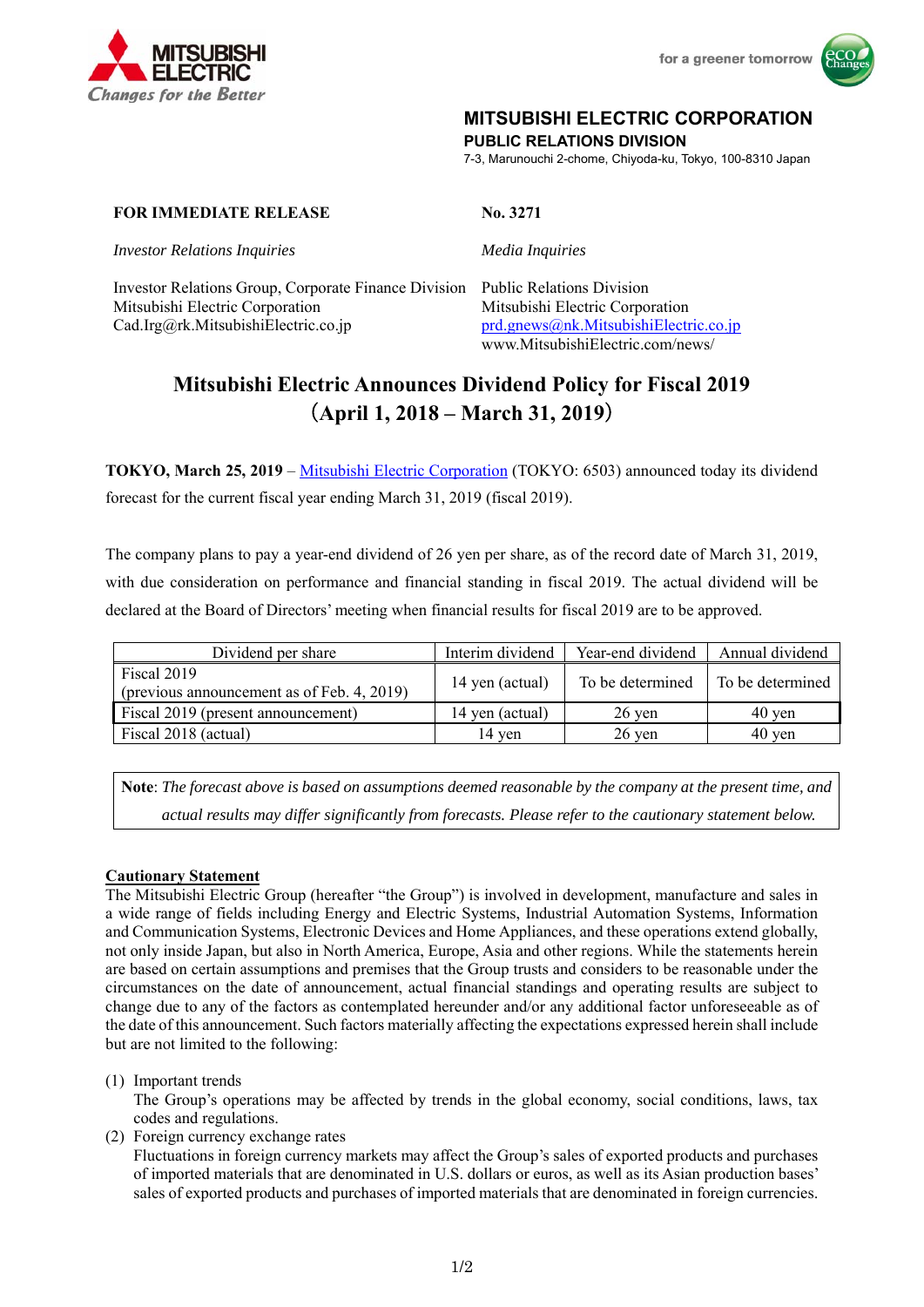MITSUBISHI ELECTRIC
Changes for the Better

for a greener tomorrow

**MITSUBISHI ELECTRIC CORPORATION**
**PUBLIC RELATIONS DIVISION**
7-3, Marunouchi 2-chome, Chiyoda-ku, Tokyo, 100-8310 Japan

**FOR IMMEDIATE RELEASE** **No. 3271**

*Investor Relations Inquiries*

Investor Relations Group, Corporate Finance Division
Mitsubishi Electric Corporation
Cad.Irg@rk.MitsubishiElectric.co.jp

*Media Inquiries*

Public Relations Division
Mitsubishi Electric Corporation
prd.gnews@nk.MitsubishiElectric.co.jp
www.MitsubishiElectric.com/news/

# Mitsubishi Electric Announces Dividend Policy for Fiscal 2019 (April 1, 2018 – March 31, 2019)

**TOKYO, March 25, 2019** – Mitsubishi Electric Corporation (TOKYO: 6503) announced today its dividend forecast for the current fiscal year ending March 31, 2019 (fiscal 2019).

The company plans to pay a year-end dividend of 26 yen per share, as of the record date of March 31, 2019, with due consideration on performance and financial standing in fiscal 2019. The actual dividend will be declared at the Board of Directors' meeting when financial results for fiscal 2019 are to be approved.

| Dividend per share | Interim dividend | Year-end dividend | Annual dividend |
|---|---|---|---|
| Fiscal 2019 (previous announcement as of Feb. 4, 2019) | 14 yen (actual) | To be determined | To be determined |
| Fiscal 2019 (present announcement) | 14 yen (actual) | 26 yen | 40 yen |
| Fiscal 2018 (actual) | 14 yen | 26 yen | 40 yen |

**Note**: *The forecast above is based on assumptions deemed reasonable by the company at the present time, and actual results may differ significantly from forecasts. Please refer to the cautionary statement below.*

**Cautionary Statement**

The Mitsubishi Electric Group (hereafter "the Group") is involved in development, manufacture and sales in a wide range of fields including Energy and Electric Systems, Industrial Automation Systems, Information and Communication Systems, Electronic Devices and Home Appliances, and these operations extend globally, not only inside Japan, but also in North America, Europe, Asia and other regions. While the statements herein are based on certain assumptions and premises that the Group trusts and considers to be reasonable under the circumstances on the date of announcement, actual financial standings and operating results are subject to change due to any of the factors as contemplated hereunder and/or any additional factor unforeseeable as of the date of this announcement. Such factors materially affecting the expectations expressed herein shall include but are not limited to the following:

(1) Important trends
The Group's operations may be affected by trends in the global economy, social conditions, laws, tax codes and regulations.

(2) Foreign currency exchange rates
Fluctuations in foreign currency markets may affect the Group's sales of exported products and purchases of imported materials that are denominated in U.S. dollars or euros, as well as its Asian production bases' sales of exported products and purchases of imported materials that are denominated in foreign currencies.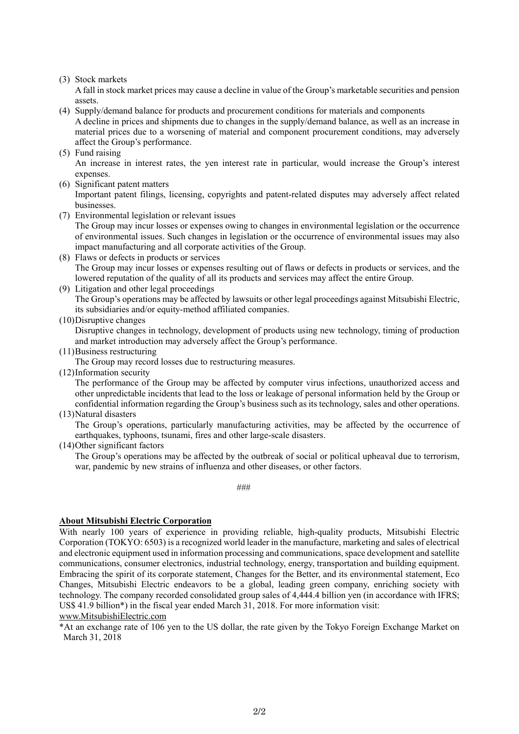(3) Stock markets

A fall in stock market prices may cause a decline in value of the Group's marketable securities and pension assets.

(4) Supply/demand balance for products and procurement conditions for materials and components

A decline in prices and shipments due to changes in the supply/demand balance, as well as an increase in material prices due to a worsening of material and component procurement conditions, may adversely affect the Group's performance.

(5) Fund raising

An increase in interest rates, the yen interest rate in particular, would increase the Group's interest expenses.

(6) Significant patent matters

Important patent filings, licensing, copyrights and patent-related disputes may adversely affect related businesses.

(7) Environmental legislation or relevant issues

The Group may incur losses or expenses owing to changes in environmental legislation or the occurrence of environmental issues. Such changes in legislation or the occurrence of environmental issues may also impact manufacturing and all corporate activities of the Group.

(8) Flaws or defects in products or services

The Group may incur losses or expenses resulting out of flaws or defects in products or services, and the lowered reputation of the quality of all its products and services may affect the entire Group.

(9) Litigation and other legal proceedings

The Group's operations may be affected by lawsuits or other legal proceedings against Mitsubishi Electric, its subsidiaries and/or equity-method affiliated companies.

(10) Disruptive changes

Disruptive changes in technology, development of products using new technology, timing of production and market introduction may adversely affect the Group's performance.

(11) Business restructuring

The Group may record losses due to restructuring measures.

(12) Information security

The performance of the Group may be affected by computer virus infections, unauthorized access and other unpredictable incidents that lead to the loss or leakage of personal information held by the Group or confidential information regarding the Group's business such as its technology, sales and other operations.

(13) Natural disasters

The Group's operations, particularly manufacturing activities, may be affected by the occurrence of earthquakes, typhoons, tsunami, fires and other large-scale disasters.

(14) Other significant factors

The Group's operations may be affected by the outbreak of social or political upheaval due to terrorism, war, pandemic by new strains of influenza and other diseases, or other factors.

###

**About Mitsubishi Electric Corporation**

With nearly 100 years of experience in providing reliable, high-quality products, Mitsubishi Electric Corporation (TOKYO: 6503) is a recognized world leader in the manufacture, marketing and sales of electrical and electronic equipment used in information processing and communications, space development and satellite communications, consumer electronics, industrial technology, energy, transportation and building equipment. Embracing the spirit of its corporate statement, Changes for the Better, and its environmental statement, Eco Changes, Mitsubishi Electric endeavors to be a global, leading green company, enriching society with technology. The company recorded consolidated group sales of 4,444.4 billion yen (in accordance with IFRS; US$ 41.9 billion*) in the fiscal year ended March 31, 2018. For more information visit:
www.MitsubishiElectric.com

*At an exchange rate of 106 yen to the US dollar, the rate given by the Tokyo Foreign Exchange Market on March 31, 2018